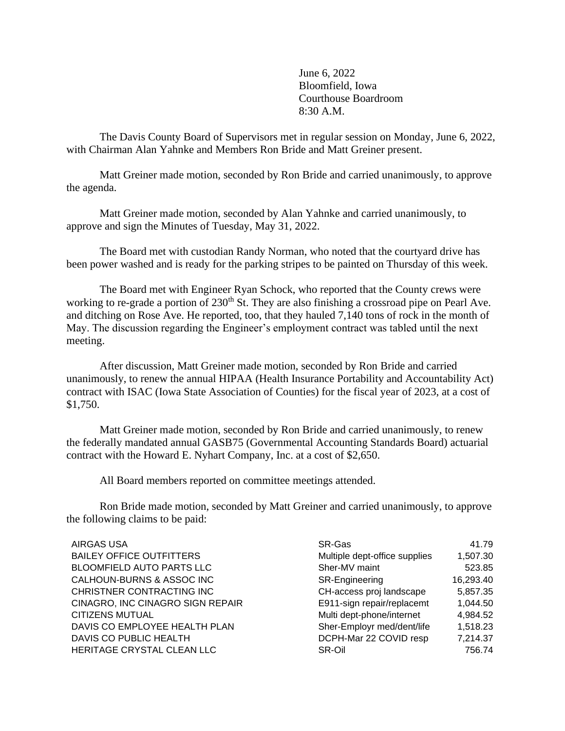June 6, 2022
Bloomfield, Iowa
Courthouse Boardroom
8:30 A.M.

The Davis County Board of Supervisors met in regular session on Monday, June 6, 2022, with Chairman Alan Yahnke and Members Ron Bride and Matt Greiner present.

Matt Greiner made motion, seconded by Ron Bride and carried unanimously, to approve the agenda.

Matt Greiner made motion, seconded by Alan Yahnke and carried unanimously, to approve and sign the Minutes of Tuesday, May 31, 2022.

The Board met with custodian Randy Norman, who noted that the courtyard drive has been power washed and is ready for the parking stripes to be painted on Thursday of this week.

The Board met with Engineer Ryan Schock, who reported that the County crews were working to re-grade a portion of 230th St. They are also finishing a crossroad pipe on Pearl Ave. and ditching on Rose Ave. He reported, too, that they hauled 7,140 tons of rock in the month of May. The discussion regarding the Engineer's employment contract was tabled until the next meeting.

After discussion, Matt Greiner made motion, seconded by Ron Bride and carried unanimously, to renew the annual HIPAA (Health Insurance Portability and Accountability Act) contract with ISAC (Iowa State Association of Counties) for the fiscal year of 2023, at a cost of $1,750.

Matt Greiner made motion, seconded by Ron Bride and carried unanimously, to renew the federally mandated annual GASB75 (Governmental Accounting Standards Board) actuarial contract with the Howard E. Nyhart Company, Inc. at a cost of $2,650.

All Board members reported on committee meetings attended.

Ron Bride made motion, seconded by Matt Greiner and carried unanimously, to approve the following claims to be paid:

| | | |
|---|---|---|
| AIRGAS USA | SR-Gas | 41.79 |
| BAILEY OFFICE OUTFITTERS | Multiple dept-office supplies | 1,507.30 |
| BLOOMFIELD AUTO PARTS LLC | Sher-MV maint | 523.85 |
| CALHOUN-BURNS & ASSOC INC | SR-Engineering | 16,293.40 |
| CHRISTNER CONTRACTING INC | CH-access proj landscape | 5,857.35 |
| CINAGRO, INC CINAGRO SIGN REPAIR | E911-sign repair/replacemt | 1,044.50 |
| CITIZENS MUTUAL | Multi dept-phone/internet | 4,984.52 |
| DAVIS CO EMPLOYEE HEALTH PLAN | Sher-Employr med/dent/life | 1,518.23 |
| DAVIS CO PUBLIC HEALTH | DCPH-Mar 22 COVID resp | 7,214.37 |
| HERITAGE CRYSTAL CLEAN LLC | SR-Oil | 756.74 |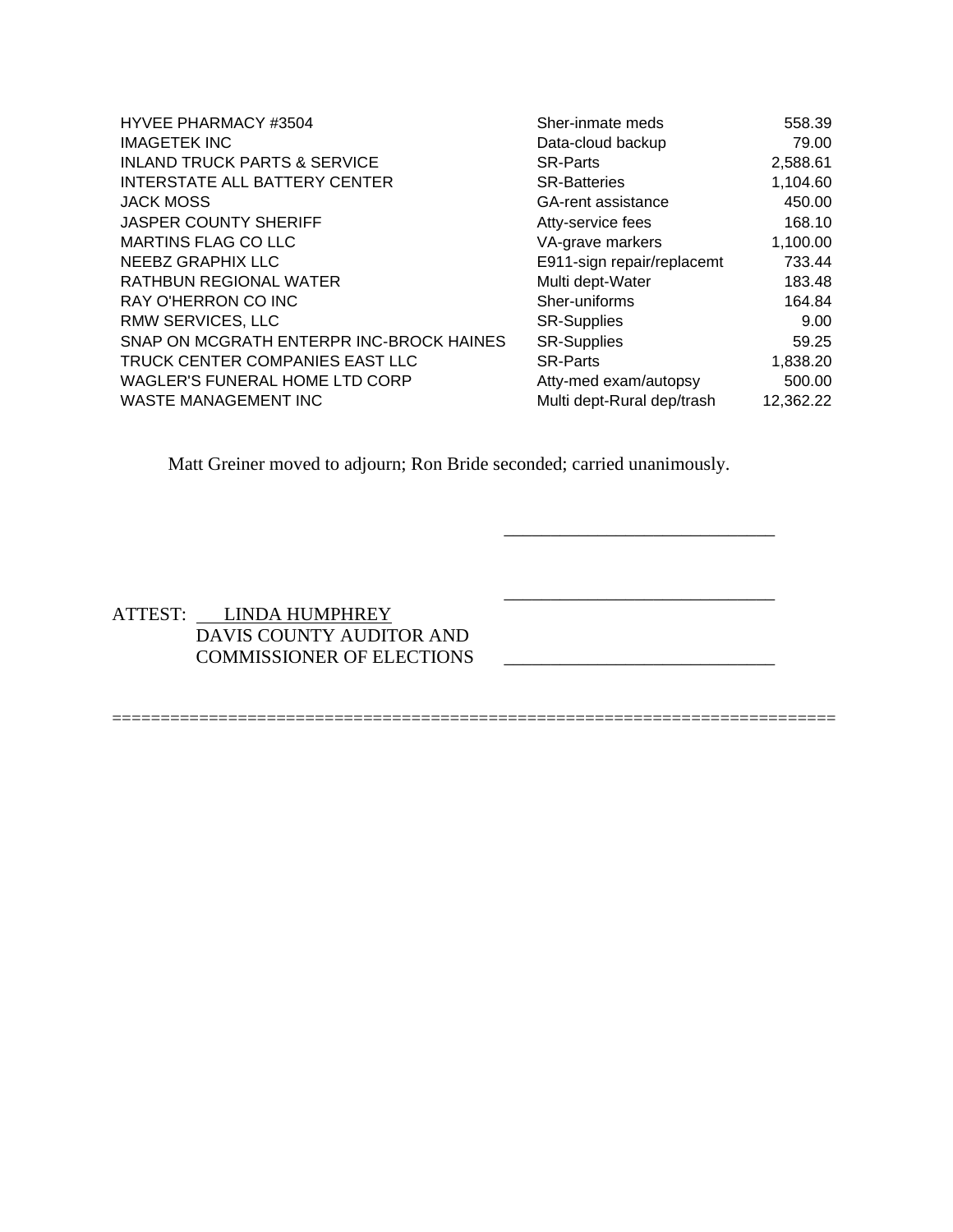| | | |
|---|---|---|
| HYVEE PHARMACY #3504 | Sher-inmate meds | 558.39 |
| IMAGETEK INC | Data-cloud backup | 79.00 |
| INLAND TRUCK PARTS & SERVICE | SR-Parts | 2,588.61 |
| INTERSTATE ALL BATTERY CENTER | SR-Batteries | 1,104.60 |
| JACK MOSS | GA-rent assistance | 450.00 |
| JASPER COUNTY SHERIFF | Atty-service fees | 168.10 |
| MARTINS FLAG CO LLC | VA-grave markers | 1,100.00 |
| NEEBZ GRAPHIX LLC | E911-sign repair/replacemt | 733.44 |
| RATHBUN REGIONAL WATER | Multi dept-Water | 183.48 |
| RAY O'HERRON CO INC | Sher-uniforms | 164.84 |
| RMW SERVICES, LLC | SR-Supplies | 9.00 |
| SNAP ON MCGRATH ENTERPR INC-BROCK HAINES | SR-Supplies | 59.25 |
| TRUCK CENTER COMPANIES EAST LLC | SR-Parts | 1,838.20 |
| WAGLER'S FUNERAL HOME LTD CORP | Atty-med exam/autopsy | 500.00 |
| WASTE MANAGEMENT INC | Multi dept-Rural dep/trash | 12,362.22 |

Matt Greiner moved to adjourn; Ron Bride seconded; carried unanimously.

\_\_\_\_\_\_\_\_\_\_\_\_\_\_\_\_\_\_\_\_\_\_\_\_\_\_\_\_\_\_

\_\_\_\_\_\_\_\_\_\_\_\_\_\_\_\_\_\_\_\_\_\_\_\_\_\_\_\_\_\_

ATTEST: LINDA HUMPHREY
DAVIS COUNTY AUDITOR AND
COMMISSIONER OF ELECTIONS

\_\_\_\_\_\_\_\_\_\_\_\_\_\_\_\_\_\_\_\_\_\_\_\_\_\_\_\_\_\_

==========================================================================